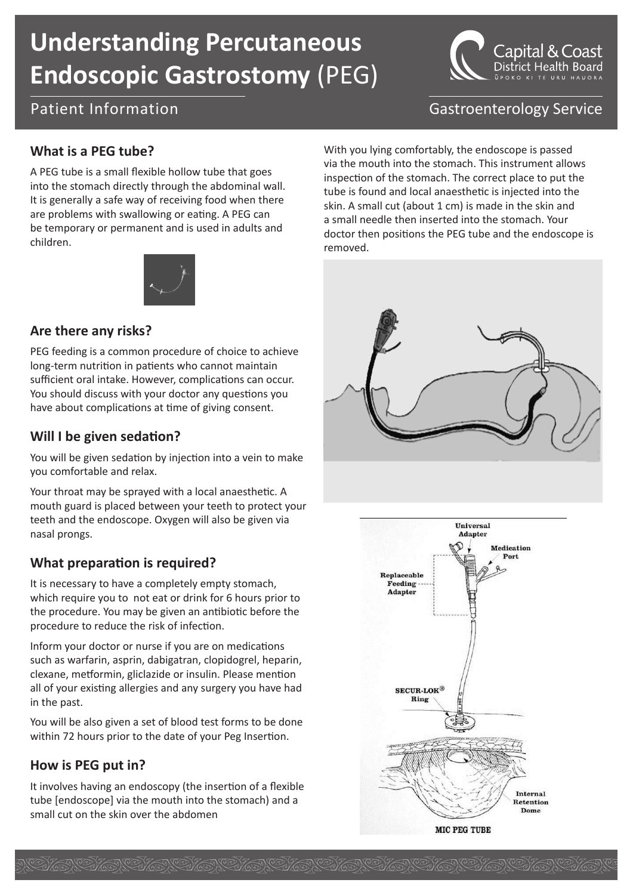# Understanding Percutaneous Endoscopic Gastrostomy (PEG)

Patient Information

Gastroenterology Service

## What is a PEG tube?

A PEG tube is a small flexible hollow tube that goes into the stomach directly through the abdominal wall. It is generally a safe way of receiving food when there are problems with swallowing or eating. A PEG can be temporary or permanent and is used in adults and children.

## Are there any risks?

PEG feeding is a common procedure of choice to achieve long-term nutrition in patients who cannot maintain sufficient oral intake. However, complications can occur. You should discuss with your doctor any questions you have about complications at time of giving consent.

## Will I be given sedation?

You will be given sedation by injection into a vein to make you comfortable and relax.

Your throat may be sprayed with a local anaesthetic. A mouth guard is placed between your teeth to protect your teeth and the endoscope. Oxygen will also be given via nasal prongs.

## What preparation is required?

It is necessary to have a completely empty stomach, which require you to not eat or drink for 6 hours prior to the procedure. You may be given an antibiotic before the procedure to reduce the risk of infection.

Inform your doctor or nurse if you are on medications such as warfarin, asprin, dabigatran, clopidogrel, heparin, clexane, metformin, gliclazide or insulin. Please mention all of your existing allergies and any surgery you have had in the past.

You will be also given a set of blood test forms to be done within 72 hours prior to the date of your Peg Insertion.

## How is PEG put in?

It involves having an endoscopy (the insertion of a flexible tube [endoscope] via the mouth into the stomach) and a small cut on the skin over the abdomen

With you lying comfortably, the endoscope is passed via the mouth into the stomach. This instrument allows inspection of the stomach. The correct place to put the tube is found and local anaesthetic is injected into the skin. A small cut (about 1 cm) is made in the skin and a small needle then inserted into the stomach. Your doctor then positions the PEG tube and the endoscope is removed.

Universal Adapter

Medication Port

Replaceable Feeding Adapter

SECUR-LOK® Ring

Internal Retention Dome

MIC PEG TUBE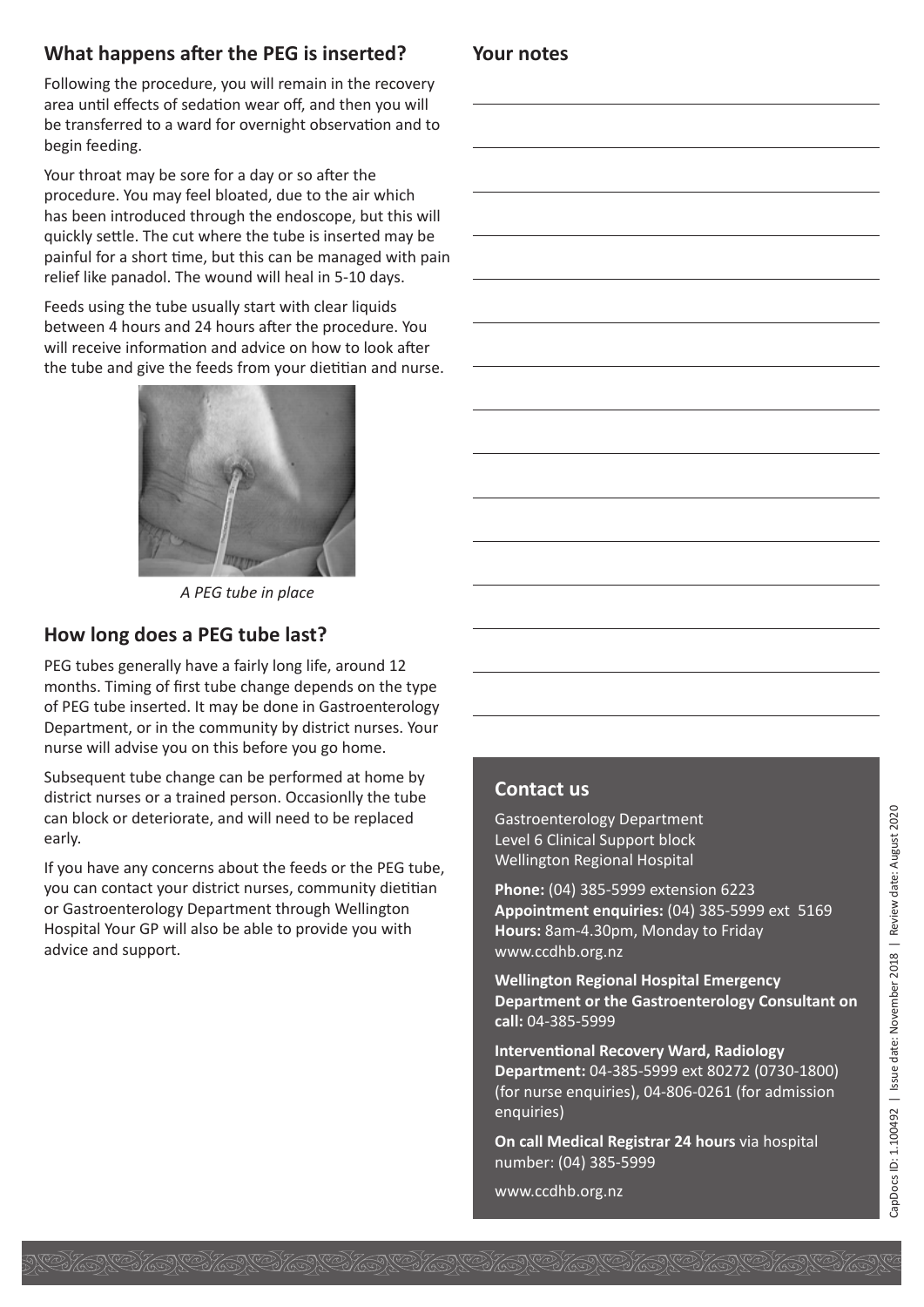## What happens after the PEG is inserted?

Following the procedure, you will remain in the recovery area until effects of sedation wear off, and then you will be transferred to a ward for overnight observation and to begin feeding.

Your throat may be sore for a day or so after the procedure. You may feel bloated, due to the air which has been introduced through the endoscope, but this will quickly settle. The cut where the tube is inserted may be painful for a short time, but this can be managed with pain relief like panadol. The wound will heal in 5-10 days.

Feeds using the tube usually start with clear liquids between 4 hours and 24 hours after the procedure. You will receive information and advice on how to look after the tube and give the feeds from your dietitian and nurse.

*A PEG tube in place*

## How long does a PEG tube last?

PEG tubes generally have a fairly long life, around 12 months. Timing of first tube change depends on the type of PEG tube inserted. It may be done in Gastroenterology Department, or in the community by district nurses. Your nurse will advise you on this before you go home.

Subsequent tube change can be performed at home by district nurses or a trained person. Occasionlly the tube can block or deteriorate, and will need to be replaced early.

If you have any concerns about the feeds or the PEG tube, you can contact your district nurses, community dietitian or Gastroenterology Department through Wellington Hospital Your GP will also be able to provide you with advice and support.

## Your notes

## Contact us

Gastroenterology Department
Level 6 Clinical Support block
Wellington Regional Hospital

**Phone:** (04) 385-5999 extension 6223
**Appointment enquiries:** (04) 385-5999 ext 5169
**Hours:** 8am-4.30pm, Monday to Friday
www.ccdhb.org.nz

**Wellington Regional Hospital Emergency Department or the Gastroenterology Consultant on call:** 04-385-5999

**Interventional Recovery Ward, Radiology Department:** 04-385-5999 ext 80272 (0730-1800) (for nurse enquiries), 04-806-0261 (for admission enquiries)

**On call Medical Registrar 24 hours** via hospital number: (04) 385-5999

www.ccdhb.org.nz

CapDocs ID: 1.100492 | Issue date: November 2018 | Review date: August 2020